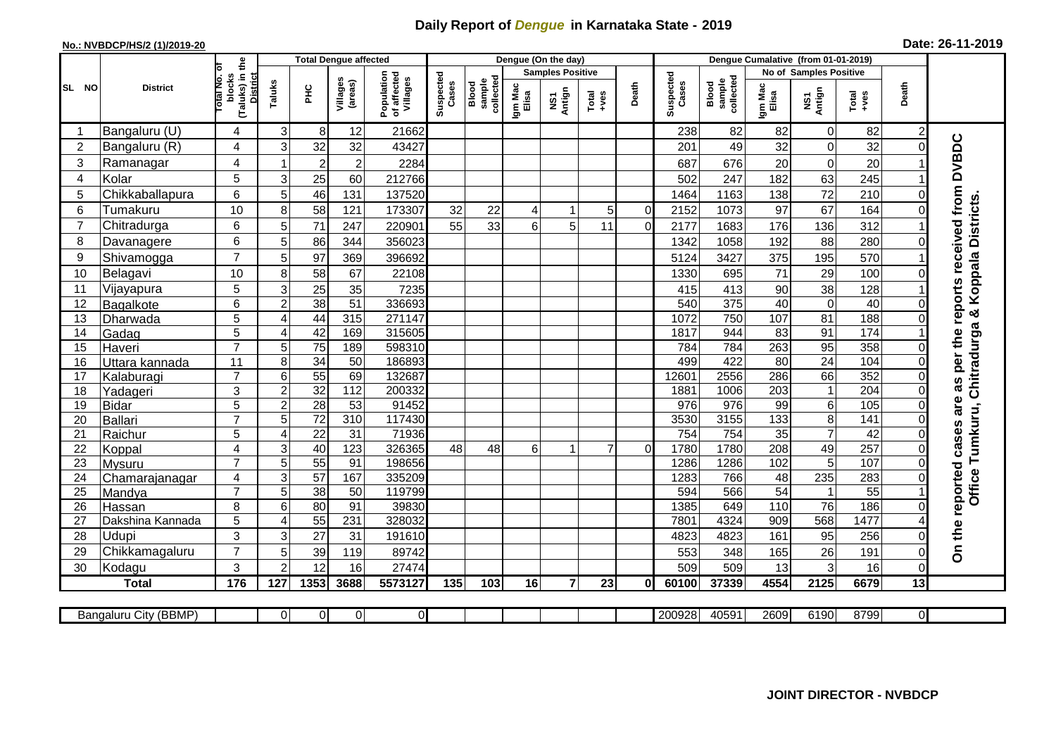# Daily Report of *Dengue* in Karnataka State - 2019

**No.: NVBDCP/HS/2 (1)/2019-20**

**Date: 26-11-2019**

| SL NO | District | Total No. of blocks (Taluks) in the District | Total Dengue affected | | | | Dengue (On the day) | | | | | | Dengue Cumalative (from 01-01-2019) | | | | | | |
|---|---|---|---|---|---|---|---|---|---|---|---|---|---|---|---|---|---|---|---|
| | | | | | | | | | Samples Positive | | | | | | No of Samples Positive | | | | |
| | | | Taluks | PHC | Villages (areas) | Population of affected Villages | Suspected Cases | Blood sample collected | Igm Mac Elisa | NS1 Antign | Total +ves | Death | Suspected Cases | Blood sample collected | Igm Mac Elisa | NS1 Antign | Total +ves | Death | |
| 1 | Bangaluru (U) | 4 | 3 | 8 | 12 | 21662 | | | | | | | 238 | 82 | 82 | 0 | 82 | 2 | On the reported cases are as per the reports received from DVBDC Office Tumkuru, Chitradurga & Koppala Districts. |
| 2 | Bangaluru (R) | 4 | 3 | 32 | 32 | 43427 | | | | | | | 201 | 49 | 32 | 0 | 32 | 0 | |
| 3 | Ramanagar | 4 | 1 | 2 | 2 | 2284 | | | | | | | 687 | 676 | 20 | 0 | 20 | 1 | |
| 4 | Kolar | 5 | 3 | 25 | 60 | 212766 | | | | | | | 502 | 247 | 182 | 63 | 245 | 1 | |
| 5 | Chikkaballapura | 6 | 5 | 46 | 131 | 137520 | | | | | | | 1464 | 1163 | 138 | 72 | 210 | 0 | |
| 6 | Tumakuru | 10 | 8 | 58 | 121 | 173307 | 32 | 22 | 4 | 1 | 5 | 0 | 2152 | 1073 | 97 | 67 | 164 | 0 | |
| 7 | Chitradurga | 6 | 5 | 71 | 247 | 220901 | 55 | 33 | 6 | 5 | 11 | 0 | 2177 | 1683 | 176 | 136 | 312 | 1 | |
| 8 | Davanagere | 6 | 5 | 86 | 344 | 356023 | | | | | | | 1342 | 1058 | 192 | 88 | 280 | 0 | |
| 9 | Shivamogga | 7 | 5 | 97 | 369 | 396692 | | | | | | | 5124 | 3427 | 375 | 195 | 570 | 1 | |
| 10 | Belagavi | 10 | 8 | 58 | 67 | 22108 | | | | | | | 1330 | 695 | 71 | 29 | 100 | 0 | |
| 11 | Vijayapura | 5 | 3 | 25 | 35 | 7235 | | | | | | | 415 | 413 | 90 | 38 | 128 | 1 | |
| 12 | Bagalkote | 6 | 2 | 38 | 51 | 336693 | | | | | | | 540 | 375 | 40 | 0 | 40 | 0 | |
| 13 | Dharwada | 5 | 4 | 44 | 315 | 271147 | | | | | | | 1072 | 750 | 107 | 81 | 188 | 0 | |
| 14 | Gadag | 5 | 4 | 42 | 169 | 315605 | | | | | | | 1817 | 944 | 83 | 91 | 174 | 1 | |
| 15 | Haveri | 7 | 5 | 75 | 189 | 598310 | | | | | | | 784 | 784 | 263 | 95 | 358 | 0 | |
| 16 | Uttara kannada | 11 | 8 | 34 | 50 | 186893 | | | | | | | 499 | 422 | 80 | 24 | 104 | 0 | |
| 17 | Kalaburagi | 7 | 6 | 55 | 69 | 132687 | | | | | | | 12601 | 2556 | 286 | 66 | 352 | 0 | |
| 18 | Yadageri | 3 | 2 | 32 | 112 | 200332 | | | | | | | 1881 | 1006 | 203 | 1 | 204 | 0 | |
| 19 | Bidar | 5 | 2 | 28 | 53 | 91452 | | | | | | | 976 | 976 | 99 | 6 | 105 | 0 | |
| 20 | Ballari | 7 | 5 | 72 | 310 | 117430 | | | | | | | 3530 | 3155 | 133 | 8 | 141 | 0 | |
| 21 | Raichur | 5 | 4 | 22 | 31 | 71936 | | | | | | | 754 | 754 | 35 | 7 | 42 | 0 | |
| 22 | Koppal | 4 | 3 | 40 | 123 | 326365 | 48 | 48 | 6 | 1 | 7 | 0 | 1780 | 1780 | 208 | 49 | 257 | 0 | |
| 23 | Mysuru | 7 | 5 | 55 | 91 | 198656 | | | | | | | 1286 | 1286 | 102 | 5 | 107 | 0 | |
| 24 | Chamarajanagar | 4 | 3 | 57 | 167 | 335209 | | | | | | | 1283 | 766 | 48 | 235 | 283 | 0 | |
| 25 | Mandya | 7 | 5 | 38 | 50 | 119799 | | | | | | | 594 | 566 | 54 | 1 | 55 | 1 | |
| 26 | Hassan | 8 | 6 | 80 | 91 | 39830 | | | | | | | 1385 | 649 | 110 | 76 | 186 | 0 | |
| 27 | Dakshina Kannada | 5 | 4 | 55 | 231 | 328032 | | | | | | | 7801 | 4324 | 909 | 568 | 1477 | 4 | |
| 28 | Udupi | 3 | 3 | 27 | 31 | 191610 | | | | | | | 4823 | 4823 | 161 | 95 | 256 | 0 | |
| 29 | Chikkamagaluru | 7 | 5 | 39 | 119 | 89742 | | | | | | | 553 | 348 | 165 | 26 | 191 | 0 | |
| 30 | Kodagu | 3 | 2 | 12 | 16 | 27474 | | | | | | | 509 | 509 | 13 | 3 | 16 | 0 | |
| **Total** | | **176** | **127** | **1353** | **3688** | **5573127** | **135** | **103** | **16** | **7** | **23** | **0** | **60100** | **37339** | **4554** | **2125** | **6679** | **13** | |

| Bangaluru City (BBMP) | | 0 | 0 | 0 | 0 | | | | | | | 200928 | 40591 | 2609 | 6190 | 8799 | 0 |
|---|---|---|---|---|---|---|---|---|---|---|---|---|---|---|---|---|---|

**JOINT DIRECTOR - NVBDCP**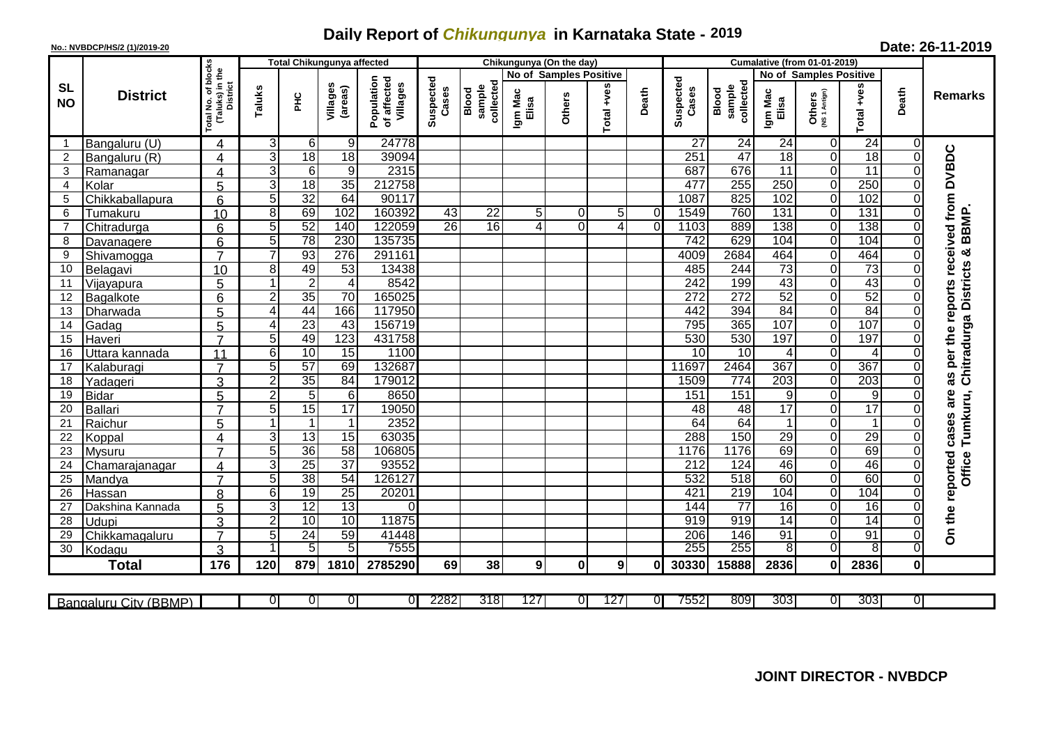# Daily Report of *Chikungunya* in Karnataka State - 2019

**No.: NVBDCP/HS/2 (1)/2019-20**

**Date: 26-11-2019**

| SL NO | District | Total No. of blocks (Taluks) in the District | Total Chikungunya affected | | | | Chikungunya (On the day) | | | | | | | Cumalative (from 01-01-2019) | | | | | | | Remarks |
|---|---|---|---|---|---|---|---|---|---|---|---|---|---|---|---|---|---|---|---|---|---|
| | | | Taluks | PHC | Villages (areas) | Population of affected Villages | Suspected Cases | Blood sample collected | No of Samples Positive | | | Death | Suspected Cases | Blood sample collected | No of Samples Positive | | | Death | |
| | | | | | | | | | Igm Mac Elisa | Others | Total +ves | | | | Igm Mac Elisa | Others (NS 1 Antign) | Total +ves | | |
| 1 | Bangaluru (U) | 4 | 3 | 6 | 9 | 24778 | | | | | | | 27 | 24 | 24 | 0 | 24 | 0 | On the reported cases are as per the reports received from DVBDC Office Tumkuru, Chitradurga Districts & BBMP. |
| 2 | Bangaluru (R) | 4 | 3 | 18 | 18 | 39094 | | | | | | | 251 | 47 | 18 | 0 | 18 | 0 | |
| 3 | Ramanagar | 4 | 3 | 6 | 9 | 2315 | | | | | | | 687 | 676 | 11 | 0 | 11 | 0 | |
| 4 | Kolar | 5 | 3 | 18 | 35 | 212758 | | | | | | | 477 | 255 | 250 | 0 | 250 | 0 | |
| 5 | Chikkaballapura | 6 | 5 | 32 | 64 | 90117 | | | | | | | 1087 | 825 | 102 | 0 | 102 | 0 | |
| 6 | Tumakuru | 10 | 8 | 69 | 102 | 160392 | 43 | 22 | 5 | 0 | 5 | 0 | 1549 | 760 | 131 | 0 | 131 | 0 | |
| 7 | Chitradurga | 6 | 5 | 52 | 140 | 122059 | 26 | 16 | 4 | 0 | 4 | 0 | 1103 | 889 | 138 | 0 | 138 | 0 | |
| 8 | Davanagere | 6 | 5 | 78 | 230 | 135735 | | | | | | | 742 | 629 | 104 | 0 | 104 | 0 | |
| 9 | Shivamogga | 7 | 7 | 93 | 276 | 291161 | | | | | | | 4009 | 2684 | 464 | 0 | 464 | 0 | |
| 10 | Belagavi | 10 | 8 | 49 | 53 | 13438 | | | | | | | 485 | 244 | 73 | 0 | 73 | 0 | |
| 11 | Vijayapura | 5 | 1 | 2 | 4 | 8542 | | | | | | | 242 | 199 | 43 | 0 | 43 | 0 | |
| 12 | Bagalkote | 6 | 2 | 35 | 70 | 165025 | | | | | | | 272 | 272 | 52 | 0 | 52 | 0 | |
| 13 | Dharwada | 5 | 4 | 44 | 166 | 117950 | | | | | | | 442 | 394 | 84 | 0 | 84 | 0 | |
| 14 | Gadag | 5 | 4 | 23 | 43 | 156719 | | | | | | | 795 | 365 | 107 | 0 | 107 | 0 | |
| 15 | Haveri | 7 | 5 | 49 | 123 | 431758 | | | | | | | 530 | 530 | 197 | 0 | 197 | 0 | |
| 16 | Uttara kannada | 11 | 6 | 10 | 15 | 1100 | | | | | | | 10 | 10 | 4 | 0 | 4 | 0 | |
| 17 | Kalaburagi | 7 | 5 | 57 | 69 | 132687 | | | | | | | 11697 | 2464 | 367 | 0 | 367 | 0 | |
| 18 | Yadageri | 3 | 2 | 35 | 84 | 179012 | | | | | | | 1509 | 774 | 203 | 0 | 203 | 0 | |
| 19 | Bidar | 5 | 2 | 5 | 6 | 8650 | | | | | | | 151 | 151 | 9 | 0 | 9 | 0 | |
| 20 | Ballari | 7 | 5 | 15 | 17 | 19050 | | | | | | | 48 | 48 | 17 | 0 | 17 | 0 | |
| 21 | Raichur | 5 | 1 | 1 | 1 | 2352 | | | | | | | 64 | 64 | 1 | 0 | 1 | 0 | |
| 22 | Koppal | 4 | 3 | 13 | 15 | 63035 | | | | | | | 288 | 150 | 29 | 0 | 29 | 0 | |
| 23 | Mysuru | 7 | 5 | 36 | 58 | 106805 | | | | | | | 1176 | 1176 | 69 | 0 | 69 | 0 | |
| 24 | Chamarajanagar | 4 | 3 | 25 | 37 | 93552 | | | | | | | 212 | 124 | 46 | 0 | 46 | 0 | |
| 25 | Mandya | 7 | 5 | 38 | 54 | 126127 | | | | | | | 532 | 518 | 60 | 0 | 60 | 0 | |
| 26 | Hassan | 8 | 6 | 19 | 25 | 20201 | | | | | | | 421 | 219 | 104 | 0 | 104 | 0 | |
| 27 | Dakshina Kannada | 5 | 3 | 12 | 13 | 0 | | | | | | | 144 | 77 | 16 | 0 | 16 | 0 | |
| 28 | Udupi | 3 | 2 | 10 | 10 | 11875 | | | | | | | 919 | 919 | 14 | 0 | 14 | 0 | |
| 29 | Chikkamagaluru | 7 | 5 | 24 | 59 | 41448 | | | | | | | 206 | 146 | 91 | 0 | 91 | 0 | |
| 30 | Kodagu | 3 | 1 | 5 | 5 | 7555 | | | | | | | 255 | 255 | 8 | 0 | 8 | 0 | |
| | **Total** | **176** | **120** | **879** | **1810** | **2785290** | **69** | **38** | **9** | **0** | **9** | **0** | **30330** | **15888** | **2836** | **0** | **2836** | **0** | |

| | | | | | | | | | | | | | | | | | | | |
|---|---|---|---|---|---|---|---|---|---|---|---|---|---|---|---|---|---|---|---|
| Bangaluru City (BBMP) | | 0 | 0 | 0 | 0 | 2282 | 318 | 127 | 0 | 127 | 0 | 7552 | 809 | 303 | 0 | 303 | 0 | |

**JOINT DIRECTOR - NVBDCP**